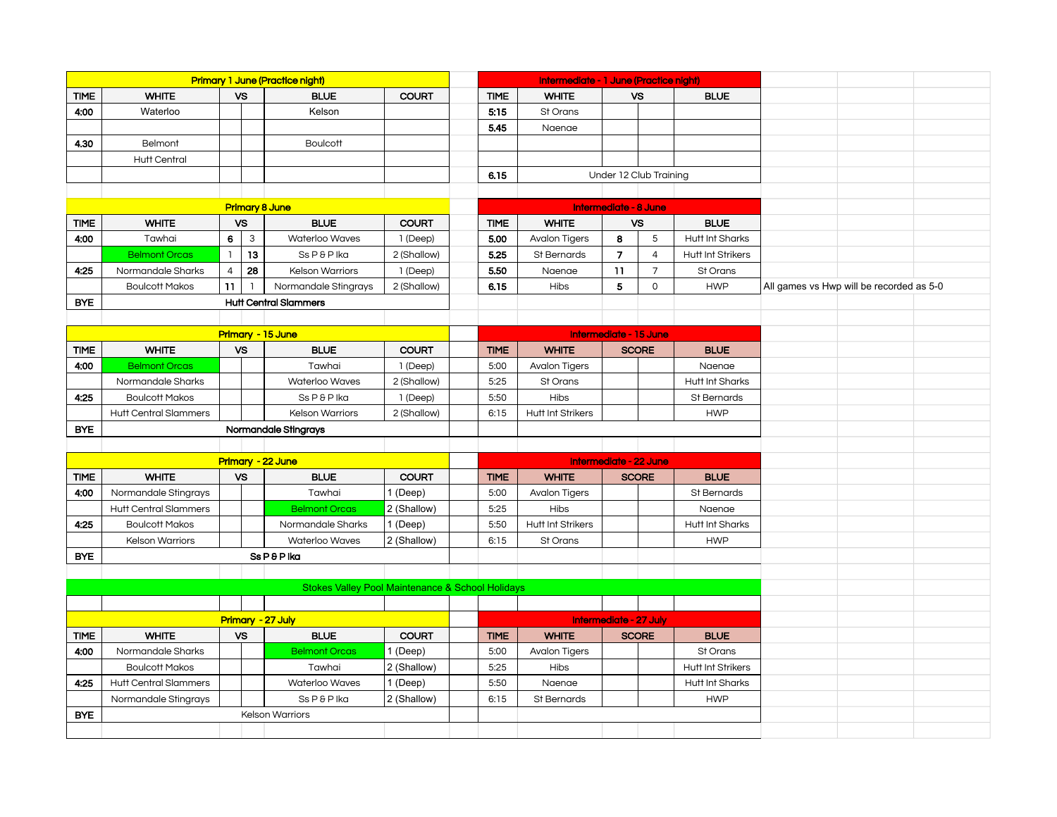## Primary 1 June (Practice night)

| TIME | WHITE | VS | | BLUE | COURT |
|---|---|---|---|---|---|
| 4:00 | Waterloo | | | Kelson | |
| | | | | | |
| 4.30 | Belmont | | | Boulcott | |
| | Hutt Central | | | | |
| | | | | | |

## Intermediate - 1 June (Practice night)

| TIME | WHITE | VS | | BLUE |
|---|---|---|---|---|
| 5:15 | St Orans | | | |
| 5.45 | Naenae | | | |
| | | | | |
| | | | | |
| 6.15 | Under 12 Club Training | | | |

## Primary 8 June

| TIME | WHITE | VS | | BLUE | COURT |
|---|---|---|---|---|---|
| 4:00 | Tawhai | **6** | 3 | Waterloo Waves | 1 (Deep) |
| | Belmont Orcas | 1 | **13** | Ss P & P Ika | 2 (Shallow) |
| 4:25 | Normandale Sharks | 4 | **28** | Kelson Warriors | 1 (Deep) |
| | Boulcott Makos | **11** | 1 | Normandale Stingrays | 2 (Shallow) |
| BYE | **Hutt Central Slammers** | | | | |

## Intermediate - 8 June

| TIME | WHITE | VS | | BLUE | |
|---|---|---|---|---|---|
| 5.00 | Avalon Tigers | **8** | 5 | Hutt Int Sharks | |
| 5.25 | St Bernards | **7** | 4 | Hutt Int Strikers | |
| 5.50 | Naenae | **11** | 7 | St Orans | |
| 6.15 | Hibs | **5** | 0 | HWP | All games vs Hwp will be recorded as 5-0 |

## Primary - 15 June

| TIME | WHITE | VS | | BLUE | COURT |
|---|---|---|---|---|---|
| 4:00 | Belmont Orcas | | | Tawhai | 1 (Deep) |
| | Normandale Sharks | | | Waterloo Waves | 2 (Shallow) |
| 4:25 | Boulcott Makos | | | Ss P & P Ika | 1 (Deep) |
| | Hutt Central Slammers | | | Kelson Warriors | 2 (Shallow) |
| BYE | **Normandale Stingrays** | | | | |

## Intermediate - 15 June

| TIME | WHITE | SCORE | | BLUE |
|---|---|---|---|---|
| 5:00 | Avalon Tigers | | | Naenae |
| 5:25 | St Orans | | | Hutt Int Sharks |
| 5:50 | Hibs | | | St Bernards |
| 6:15 | Hutt Int Strikers | | | HWP |

## Primary - 22 June

| TIME | WHITE | VS | | BLUE | COURT |
|---|---|---|---|---|---|
| 4:00 | Normandale Stingrays | | | Tawhai | 1 (Deep) |
| | Hutt Central Slammers | | | Belmont Orcas | 2 (Shallow) |
| 4:25 | Boulcott Makos | | | Normandale Sharks | 1 (Deep) |
| | Kelson Warriors | | | Waterloo Waves | 2 (Shallow) |
| BYE | **Ss P & P Ika** | | | | |

## Intermediate - 22 June

| TIME | WHITE | SCORE | | BLUE |
|---|---|---|---|---|
| 5:00 | Avalon Tigers | | | St Bernards |
| 5:25 | Hibs | | | Naenae |
| 5:50 | Hutt Int Strikers | | | Hutt Int Sharks |
| 6:15 | St Orans | | | HWP |

**Stokes Valley Pool Maintenance & School Holidays**

## Primary - 27 July

| TIME | WHITE | VS | | BLUE | COURT |
|---|---|---|---|---|---|
| 4:00 | Normandale Sharks | | | Belmont Orcas | 1 (Deep) |
| | Boulcott Makos | | | Tawhai | 2 (Shallow) |
| 4:25 | Hutt Central Slammers | | | Waterloo Waves | 1 (Deep) |
| | Normandale Stingrays | | | Ss P & P Ika | 2 (Shallow) |
| BYE | Kelson Warriors | | | | |

## Intermediate - 27 July

| TIME | WHITE | SCORE | | BLUE |
|---|---|---|---|---|
| 5:00 | Avalon Tigers | | | St Orans |
| 5:25 | Hibs | | | Hutt Int Strikers |
| 5:50 | Naenae | | | Hutt Int Sharks |
| 6:15 | St Bernards | | | HWP |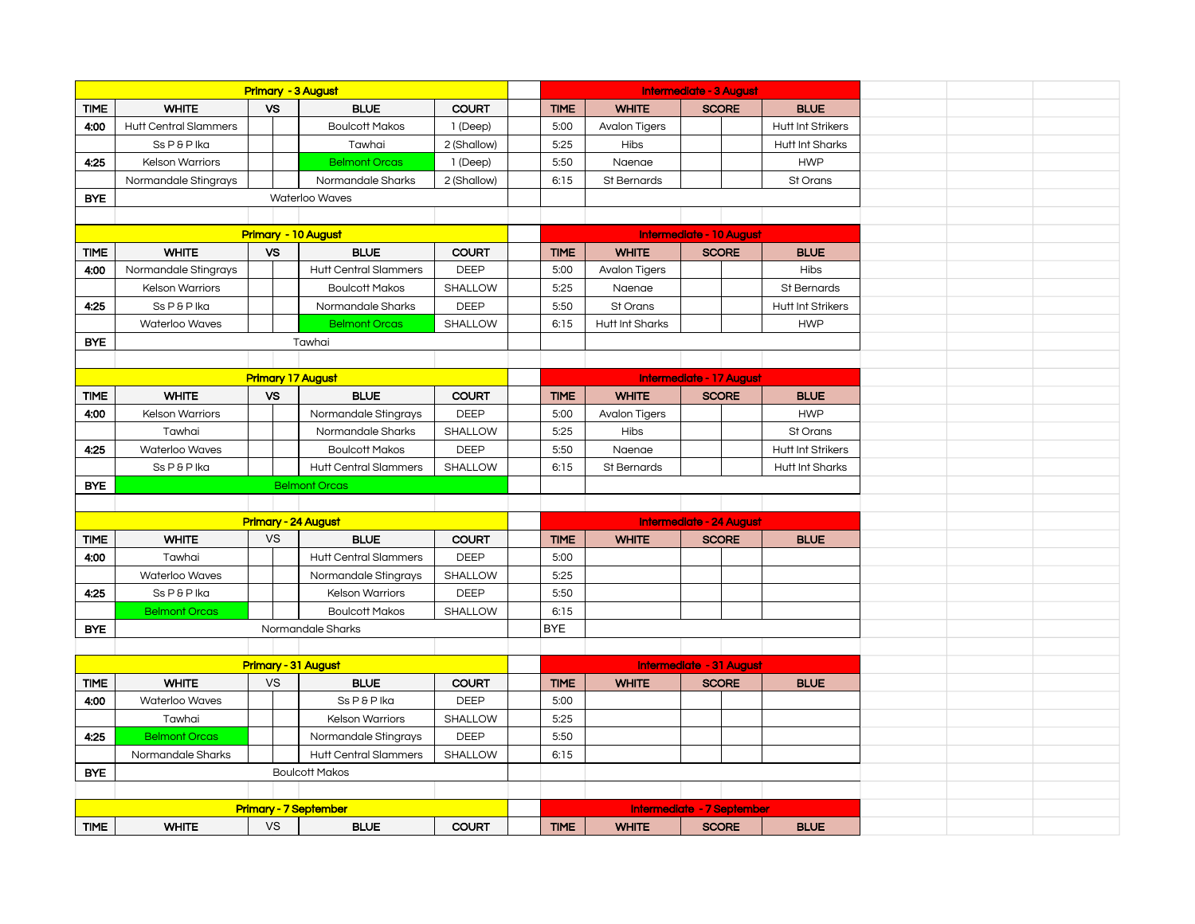| Primary - 3 August | | | | |
|---|---|---|---|---|
| TIME | WHITE | VS | BLUE | COURT |
| 4:00 | Hutt Central Slammers | | Boulcott Makos | 1 (Deep) |
| | Ss P & P Ika | | Tawhai | 2 (Shallow) |
| 4:25 | Kelson Warriors | | Belmont Orcas | 1 (Deep) |
| | Normandale Stingrays | | Normandale Sharks | 2 (Shallow) |
| BYE | Waterloo Waves | | | |

| Intermediate - 3 August | | | |
|---|---|---|---|
| TIME | WHITE | SCORE | BLUE |
| 5:00 | Avalon Tigers | | Hutt Int Strikers |
| 5:25 | Hibs | | Hutt Int Sharks |
| 5:50 | Naenae | | HWP |
| 6:15 | St Bernards | | St Orans |

| Primary - 10 August | | | | |
|---|---|---|---|---|
| TIME | WHITE | VS | BLUE | COURT |
| 4:00 | Normandale Stingrays | | Hutt Central Slammers | DEEP |
| | Kelson Warriors | | Boulcott Makos | SHALLOW |
| 4:25 | Ss P & P Ika | | Normandale Sharks | DEEP |
| | Waterloo Waves | | Belmont Orcas | SHALLOW |
| BYE | Tawhai | | | |

| Intermediate - 10 August | | | |
|---|---|---|---|
| TIME | WHITE | SCORE | BLUE |
| 5:00 | Avalon Tigers | | Hibs |
| 5:25 | Naenae | | St Bernards |
| 5:50 | St Orans | | Hutt Int Strikers |
| 6:15 | Hutt Int Sharks | | HWP |

| Primary 17 August | | | | |
|---|---|---|---|---|
| TIME | WHITE | VS | BLUE | COURT |
| 4:00 | Kelson Warriors | | Normandale Stingrays | DEEP |
| | Tawhai | | Normandale Sharks | SHALLOW |
| 4:25 | Waterloo Waves | | Boulcott Makos | DEEP |
| | Ss P & P Ika | | Hutt Central Slammers | SHALLOW |
| BYE | Belmont Orcas | | | |

| Intermediate - 17 August | | | |
|---|---|---|---|
| TIME | WHITE | SCORE | BLUE |
| 5:00 | Avalon Tigers | | HWP |
| 5:25 | Hibs | | St Orans |
| 5:50 | Naenae | | Hutt Int Strikers |
| 6:15 | St Bernards | | Hutt Int Sharks |

| Primary - 24 August | | | | |
|---|---|---|---|---|
| TIME | WHITE | VS | BLUE | COURT |
| 4:00 | Tawhai | | Hutt Central Slammers | DEEP |
| | Waterloo Waves | | Normandale Stingrays | SHALLOW |
| 4:25 | Ss P & P Ika | | Kelson Warriors | DEEP |
| | Belmont Orcas | | Boulcott Makos | SHALLOW |
| BYE | Normandale Sharks | | | |

| Intermediate - 24 August | | | |
|---|---|---|---|
| TIME | WHITE | SCORE | BLUE |
| 5:00 | | | |
| 5:25 | | | |
| 5:50 | | | |
| 6:15 | | | |
| BYE | | | |

| Primary - 31 August | | | | |
|---|---|---|---|---|
| TIME | WHITE | VS | BLUE | COURT |
| 4:00 | Waterloo Waves | | Ss P & P Ika | DEEP |
| | Tawhai | | Kelson Warriors | SHALLOW |
| 4:25 | Belmont Orcas | | Normandale Stingrays | DEEP |
| | Normandale Sharks | | Hutt Central Slammers | SHALLOW |
| BYE | Boulcott Makos | | | |

| Intermediate - 31 August | | | |
|---|---|---|---|
| TIME | WHITE | SCORE | BLUE |
| 5:00 | | | |
| 5:25 | | | |
| 5:50 | | | |
| 6:15 | | | |

| Primary - 7 September | | | | |
|---|---|---|---|---|
| TIME | WHITE | VS | BLUE | COURT |

| Intermediate - 7 September | | | |
|---|---|---|---|
| TIME | WHITE | SCORE | BLUE |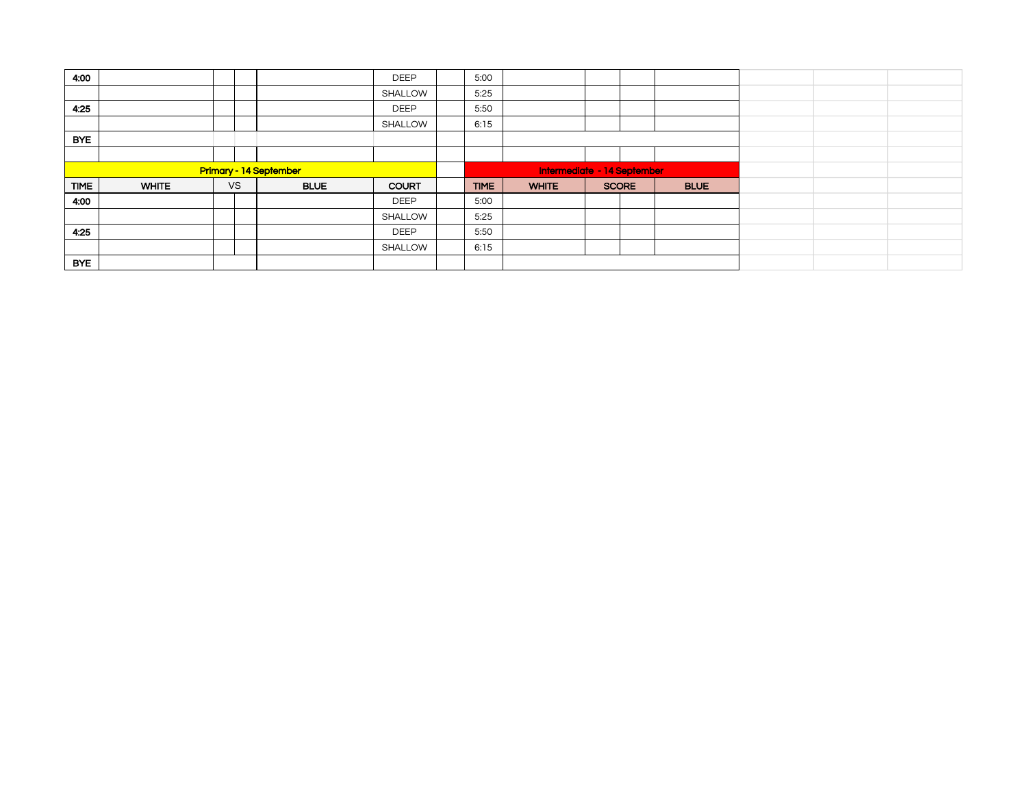| | | | | | | | | | | | | |
|---|---|---|---|---|---|---|---|---|---|---|---|---|
| 4:00 | | | | | DEEP | | 5:00 | | | | | |
| | | | | | SHALLOW | | 5:25 | | | | | |
| 4:25 | | | | | DEEP | | 5:50 | | | | | |
| | | | | | SHALLOW | | 6:15 | | | | | |
| BYE | | | | | | | | | | | | |

| Primary - 14 September | | | | | | | Intermediate - 14 September | | | | |
|---|---|---|---|---|---|---|---|---|---|---|---|
| TIME | WHITE | VS | | BLUE | COURT | | TIME | WHITE | SCORE | | BLUE |
| 4:00 | | | | | DEEP | | 5:00 | | | | |
| | | | | | SHALLOW | | 5:25 | | | | |
| 4:25 | | | | | DEEP | | 5:50 | | | | |
| | | | | | SHALLOW | | 6:15 | | | | |
| BYE | | | | | | | | | | | |